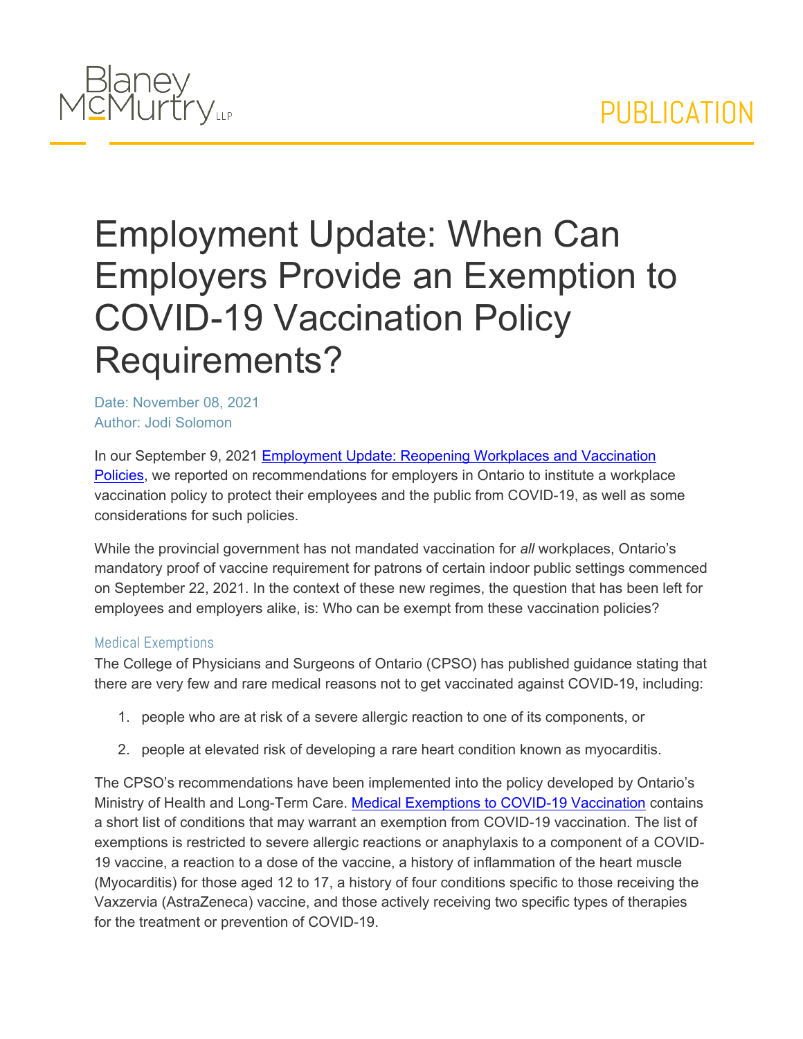# Employment Update: When Can Employers Provide an Exemption to COVID-19 Vaccination Policy Requirements?

Date: November 08, 2021
Author: Jodi Solomon

In our September 9, 2021 [Employment Update: Reopening Workplaces and Vaccination Policies](), we reported on recommendations for employers in Ontario to institute a workplace vaccination policy to protect their employees and the public from COVID-19, as well as some considerations for such policies.

While the provincial government has not mandated vaccination for *all* workplaces, Ontario's mandatory proof of vaccine requirement for patrons of certain indoor public settings commenced on September 22, 2021. In the context of these new regimes, the question that has been left for employees and employers alike, is: Who can be exempt from these vaccination policies?

## Medical Exemptions

The College of Physicians and Surgeons of Ontario (CPSO) has published guidance stating that there are very few and rare medical reasons not to get vaccinated against COVID-19, including:

1. people who are at risk of a severe allergic reaction to one of its components, or
2. people at elevated risk of developing a rare heart condition known as myocarditis.

The CPSO's recommendations have been implemented into the policy developed by Ontario's Ministry of Health and Long-Term Care. [Medical Exemptions to COVID-19 Vaccination]() contains a short list of conditions that may warrant an exemption from COVID-19 vaccination. The list of exemptions is restricted to severe allergic reactions or anaphylaxis to a component of a COVID-19 vaccine, a reaction to a dose of the vaccine, a history of inflammation of the heart muscle (Myocarditis) for those aged 12 to 17, a history of four conditions specific to those receiving the Vaxzervia (AstraZeneca) vaccine, and those actively receiving two specific types of therapies for the treatment or prevention of COVID-19.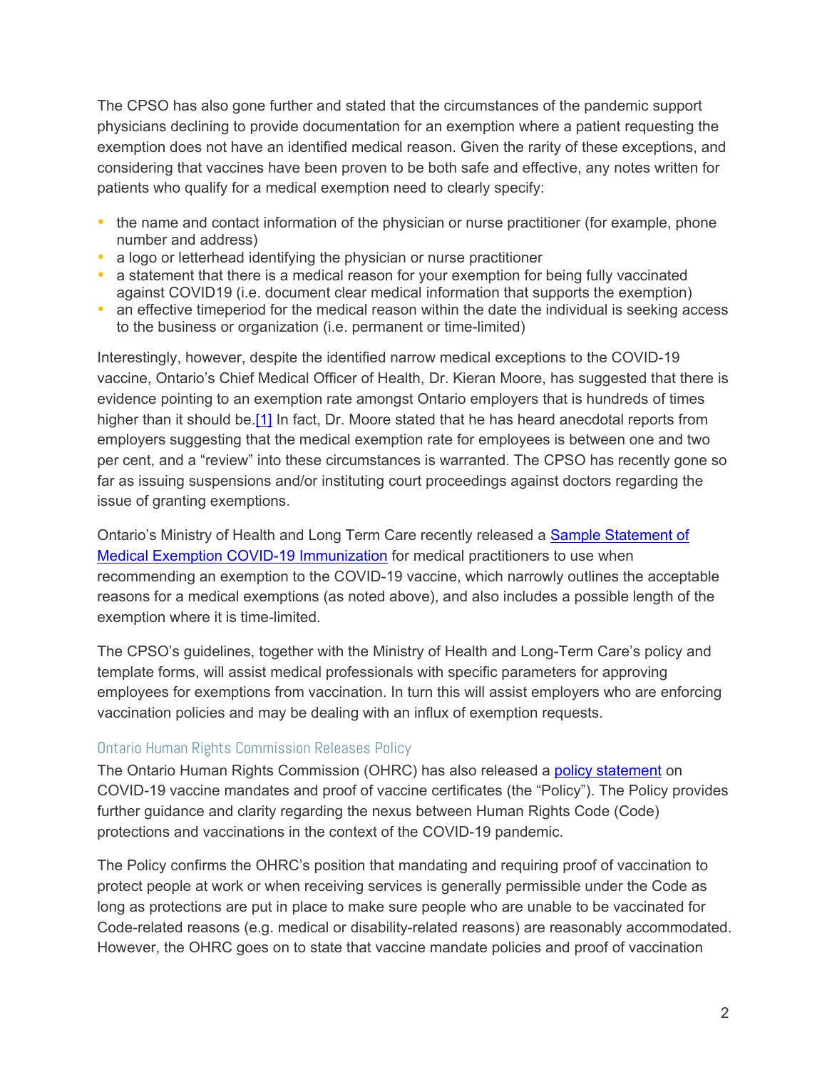The CPSO has also gone further and stated that the circumstances of the pandemic support physicians declining to provide documentation for an exemption where a patient requesting the exemption does not have an identified medical reason. Given the rarity of these exceptions, and considering that vaccines have been proven to be both safe and effective, any notes written for patients who qualify for a medical exemption need to clearly specify:

- the name and contact information of the physician or nurse practitioner (for example, phone number and address)
- a logo or letterhead identifying the physician or nurse practitioner
- a statement that there is a medical reason for your exemption for being fully vaccinated against COVID19 (i.e. document clear medical information that supports the exemption)
- an effective timeperiod for the medical reason within the date the individual is seeking access to the business or organization (i.e. permanent or time-limited)

Interestingly, however, despite the identified narrow medical exceptions to the COVID-19 vaccine, Ontario's Chief Medical Officer of Health, Dr. Kieran Moore, has suggested that there is evidence pointing to an exemption rate amongst Ontario employers that is hundreds of times higher than it should be.[1] In fact, Dr. Moore stated that he has heard anecdotal reports from employers suggesting that the medical exemption rate for employees is between one and two per cent, and a "review" into these circumstances is warranted. The CPSO has recently gone so far as issuing suspensions and/or instituting court proceedings against doctors regarding the issue of granting exemptions.

Ontario's Ministry of Health and Long Term Care recently released a Sample Statement of Medical Exemption COVID-19 Immunization for medical practitioners to use when recommending an exemption to the COVID-19 vaccine, which narrowly outlines the acceptable reasons for a medical exemptions (as noted above), and also includes a possible length of the exemption where it is time-limited.

The CPSO's guidelines, together with the Ministry of Health and Long-Term Care's policy and template forms, will assist medical professionals with specific parameters for approving employees for exemptions from vaccination. In turn this will assist employers who are enforcing vaccination policies and may be dealing with an influx of exemption requests.

### Ontario Human Rights Commission Releases Policy

The Ontario Human Rights Commission (OHRC) has also released a policy statement on COVID-19 vaccine mandates and proof of vaccine certificates (the "Policy"). The Policy provides further guidance and clarity regarding the nexus between Human Rights Code (Code) protections and vaccinations in the context of the COVID-19 pandemic.

The Policy confirms the OHRC's position that mandating and requiring proof of vaccination to protect people at work or when receiving services is generally permissible under the Code as long as protections are put in place to make sure people who are unable to be vaccinated for Code-related reasons (e.g. medical or disability-related reasons) are reasonably accommodated. However, the OHRC goes on to state that vaccine mandate policies and proof of vaccination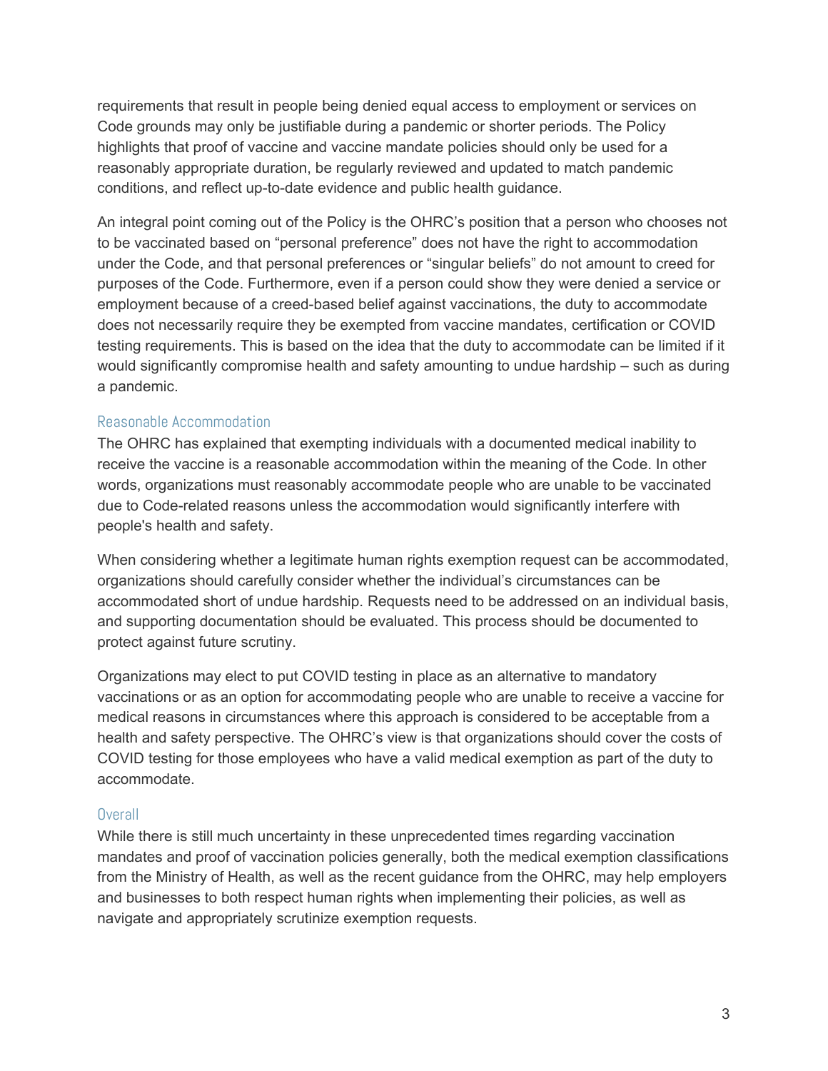requirements that result in people being denied equal access to employment or services on Code grounds may only be justifiable during a pandemic or shorter periods. The Policy highlights that proof of vaccine and vaccine mandate policies should only be used for a reasonably appropriate duration, be regularly reviewed and updated to match pandemic conditions, and reflect up-to-date evidence and public health guidance.

An integral point coming out of the Policy is the OHRC's position that a person who chooses not to be vaccinated based on "personal preference" does not have the right to accommodation under the Code, and that personal preferences or "singular beliefs" do not amount to creed for purposes of the Code. Furthermore, even if a person could show they were denied a service or employment because of a creed-based belief against vaccinations, the duty to accommodate does not necessarily require they be exempted from vaccine mandates, certification or COVID testing requirements. This is based on the idea that the duty to accommodate can be limited if it would significantly compromise health and safety amounting to undue hardship – such as during a pandemic.

### Reasonable Accommodation

The OHRC has explained that exempting individuals with a documented medical inability to receive the vaccine is a reasonable accommodation within the meaning of the Code. In other words, organizations must reasonably accommodate people who are unable to be vaccinated due to Code-related reasons unless the accommodation would significantly interfere with people's health and safety.

When considering whether a legitimate human rights exemption request can be accommodated, organizations should carefully consider whether the individual's circumstances can be accommodated short of undue hardship. Requests need to be addressed on an individual basis, and supporting documentation should be evaluated. This process should be documented to protect against future scrutiny.

Organizations may elect to put COVID testing in place as an alternative to mandatory vaccinations or as an option for accommodating people who are unable to receive a vaccine for medical reasons in circumstances where this approach is considered to be acceptable from a health and safety perspective. The OHRC's view is that organizations should cover the costs of COVID testing for those employees who have a valid medical exemption as part of the duty to accommodate.

### Overall

While there is still much uncertainty in these unprecedented times regarding vaccination mandates and proof of vaccination policies generally, both the medical exemption classifications from the Ministry of Health, as well as the recent guidance from the OHRC, may help employers and businesses to both respect human rights when implementing their policies, as well as navigate and appropriately scrutinize exemption requests.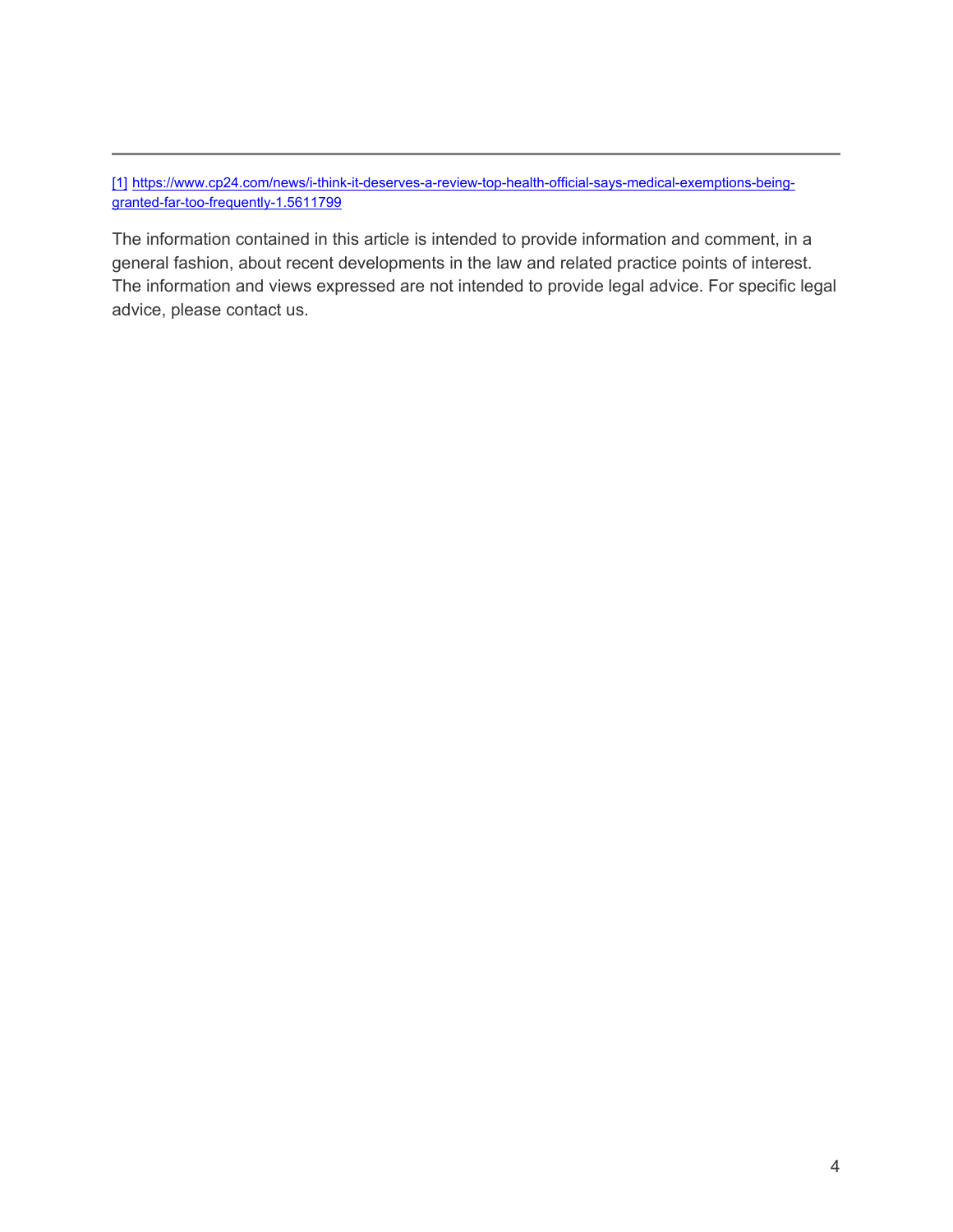---

[1] https://www.cp24.com/news/i-think-it-deserves-a-review-top-health-official-says-medical-exemptions-being-granted-far-too-frequently-1.5611799

The information contained in this article is intended to provide information and comment, in a general fashion, about recent developments in the law and related practice points of interest. The information and views expressed are not intended to provide legal advice. For specific legal advice, please contact us.